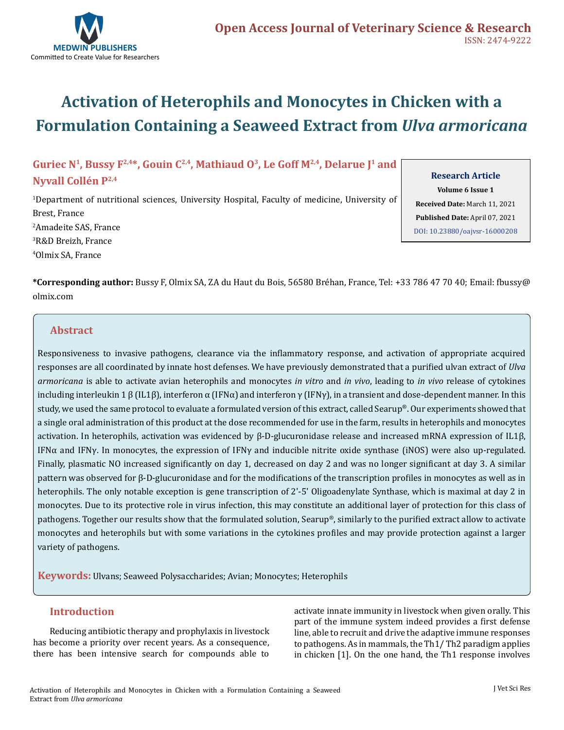# Activation of Heterophils and Monocytes in Chicken with a Formulation Containing a Seaweed Extract from *Ulva armoricana*

**Guriec N[1], Bussy F[2,4]*, Gouin C[2,4], Mathiaud O[3], Le Goff M[2,4], Delarue J[1] and Nyvall Collén P[2,4]**

[1]Department of nutritional sciences, University Hospital, Faculty of medicine, University of Brest, France

[2]Amadeite SAS, France

[3]R&D Breizh, France

[4]Olmix SA, France

**Research Article**

**Volume 6 Issue 1**

**Received Date:** March 11, 2021

**Published Date:** April 07, 2021

DOI: 10.23880/oajvsr-16000208

**\*Corresponding author:** Bussy F, Olmix SA, ZA du Haut du Bois, 56580 Bréhan, France, Tel: +33 786 47 70 40; Email: fbussy@olmix.com

## Abstract

Responsiveness to invasive pathogens, clearance via the inflammatory response, and activation of appropriate acquired responses are all coordinated by innate host defenses. We have previously demonstrated that a purified ulvan extract of *Ulva armoricana* is able to activate avian heterophils and monocytes *in vitro* and *in vivo*, leading to *in vivo* release of cytokines including interleukin 1 β (IL1β), interferon α (IFNα) and interferon γ (IFNγ), in a transient and dose-dependent manner. In this study, we used the same protocol to evaluate a formulated version of this extract, called Searup®. Our experiments showed that a single oral administration of this product at the dose recommended for use in the farm, results in heterophils and monocytes activation. In heterophils, activation was evidenced by β-D-glucuronidase release and increased mRNA expression of IL1β, IFNα and IFNγ. In monocytes, the expression of IFNγ and inducible nitrite oxide synthase (iNOS) were also up-regulated. Finally, plasmatic NO increased significantly on day 1, decreased on day 2 and was no longer significant at day 3. A similar pattern was observed for β-D-glucuronidase and for the modifications of the transcription profiles in monocytes as well as in heterophils. The only notable exception is gene transcription of 2'-5' Oligoadenylate Synthase, which is maximal at day 2 in monocytes. Due to its protective role in virus infection, this may constitute an additional layer of protection for this class of pathogens. Together our results show that the formulated solution, Searup®, similarly to the purified extract allow to activate monocytes and heterophils but with some variations in the cytokines profiles and may provide protection against a larger variety of pathogens.

**Keywords:** Ulvans; Seaweed Polysaccharides; Avian; Monocytes; Heterophils

## Introduction

Reducing antibiotic therapy and prophylaxis in livestock has become a priority over recent years. As a consequence, there has been intensive search for compounds able to activate innate immunity in livestock when given orally. This part of the immune system indeed provides a first defense line, able to recruit and drive the adaptive immune responses to pathogens. As in mammals, the Th1/ Th2 paradigm applies in chicken [1]. On the one hand, the Th1 response involves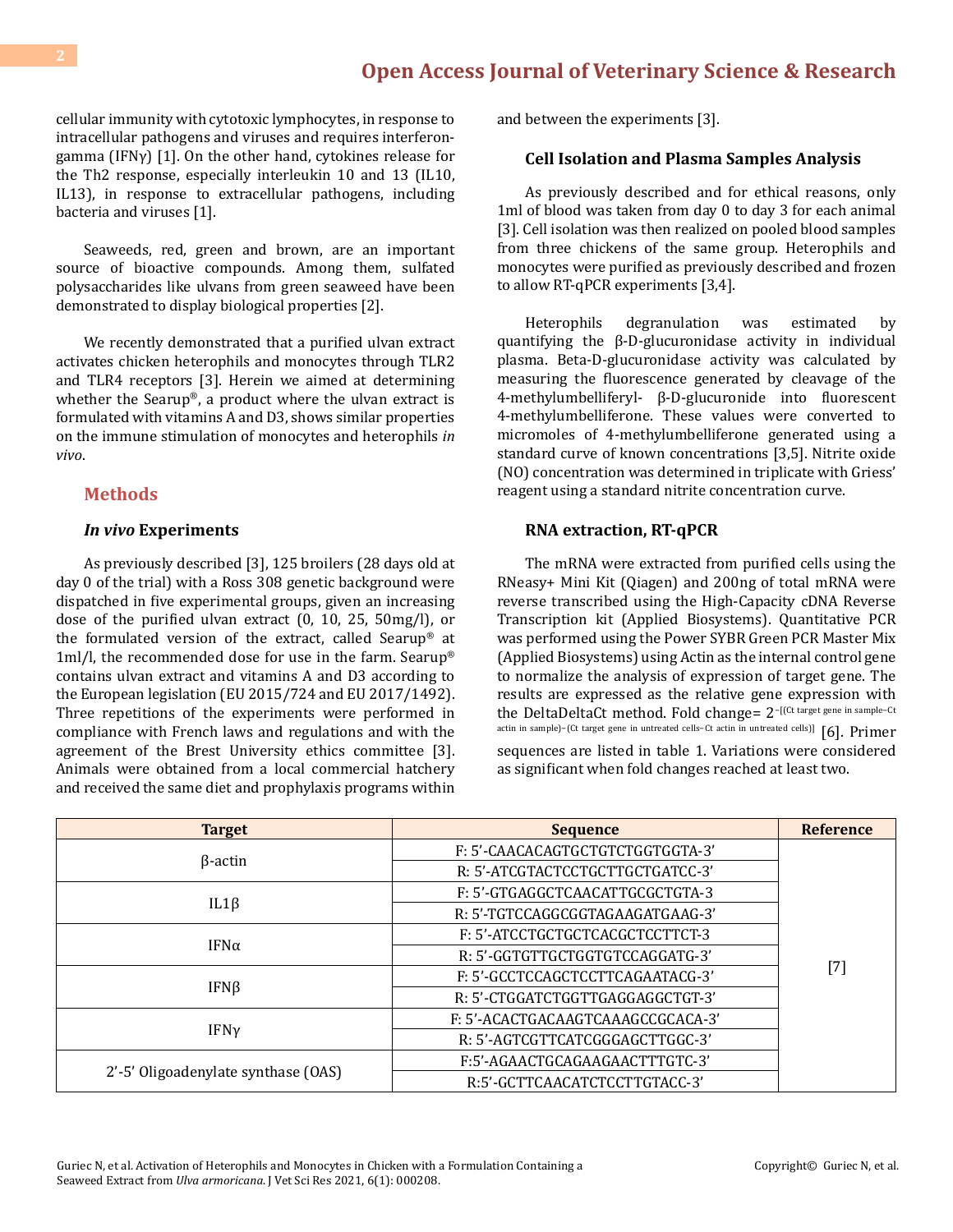cellular immunity with cytotoxic lymphocytes, in response to intracellular pathogens and viruses and requires interferon-gamma (IFNγ) [1]. On the other hand, cytokines release for the Th2 response, especially interleukin 10 and 13 (IL10, IL13), in response to extracellular pathogens, including bacteria and viruses [1].

Seaweeds, red, green and brown, are an important source of bioactive compounds. Among them, sulfated polysaccharides like ulvans from green seaweed have been demonstrated to display biological properties [2].

We recently demonstrated that a purified ulvan extract activates chicken heterophils and monocytes through TLR2 and TLR4 receptors [3]. Herein we aimed at determining whether the Searup®, a product where the ulvan extract is formulated with vitamins A and D3, shows similar properties on the immune stimulation of monocytes and heterophils *in vivo*.

## Methods

### *In vivo* Experiments

As previously described [3], 125 broilers (28 days old at day 0 of the trial) with a Ross 308 genetic background were dispatched in five experimental groups, given an increasing dose of the purified ulvan extract (0, 10, 25, 50mg/l), or the formulated version of the extract, called Searup® at 1ml/l, the recommended dose for use in the farm. Searup® contains ulvan extract and vitamins A and D3 according to the European legislation (EU 2015/724 and EU 2017/1492). Three repetitions of the experiments were performed in compliance with French laws and regulations and with the agreement of the Brest University ethics committee [3]. Animals were obtained from a local commercial hatchery and received the same diet and prophylaxis programs within and between the experiments [3].

### Cell Isolation and Plasma Samples Analysis

As previously described and for ethical reasons, only 1ml of blood was taken from day 0 to day 3 for each animal [3]. Cell isolation was then realized on pooled blood samples from three chickens of the same group. Heterophils and monocytes were purified as previously described and frozen to allow RT-qPCR experiments [3,4].

Heterophils degranulation was estimated by quantifying the β-D-glucuronidase activity in individual plasma. Beta-D-glucuronidase activity was calculated by measuring the fluorescence generated by cleavage of the 4-methylumbelliferyl- β-D-glucuronide into fluorescent 4-methylumbelliferone. These values were converted to micromoles of 4-methylumbelliferone generated using a standard curve of known concentrations [3,5]. Nitrite oxide (NO) concentration was determined in triplicate with Griess' reagent using a standard nitrite concentration curve.

### RNA extraction, RT-qPCR

The mRNA were extracted from purified cells using the RNeasy+ Mini Kit (Qiagen) and 200ng of total mRNA were reverse transcribed using the High-Capacity cDNA Reverse Transcription kit (Applied Biosystems). Quantitative PCR was performed using the Power SYBR Green PCR Master Mix (Applied Biosystems) using Actin as the internal control gene to normalize the analysis of expression of target gene. The results are expressed as the relative gene expression with the DeltaDeltaCt method. Fold change= $2^{-[(\text{Ct target gene in sample}-\text{Ct actin in sample})-(\text{Ct target gene in untreated cells}-\text{Ct actin in untreated cells})]}$ [6]. Primer sequences are listed in table 1. Variations were considered as significant when fold changes reached at least two.

| Target | Sequence | Reference |
|---|---|---|
| β-actin | F: 5'-CAACACAGTGCTGTCTGGTGGTA-3' | [7] |
| | R: 5'-ATCGTACTCCTGCTTGCTGATCC-3' | |
| IL1β | F: 5'-GTGAGGCTCAACATTGCGCTGTA-3 | |
| | R: 5'-TGTCCAGGCGGTAGAAGATGAAG-3' | |
| IFNα | F: 5'-ATCCTGCTGCTCACGCTCCTTCT-3 | |
| | R: 5'-GGTGTTGCTGGTGTCCAGGATG-3' | |
| IFNβ | F: 5'-GCCTCCAGCTCCTTCAGAATACG-3' | |
| | R: 5'-CTGGATCTGGTTGAGGAGGCTGT-3' | |
| IFNγ | F: 5'-ACACTGACAAGTCAAAGCCGCACA-3' | |
| | R: 5'-AGTCGTTCATCGGGAGCTTGGC-3' | |
| 2'-5' Oligoadenylate synthase (OAS) | F:5'-AGAACTGCAGAAGAACTTTGTC-3' | |
| | R:5'-GCTTCAACATCTCCTTGTACC-3' | |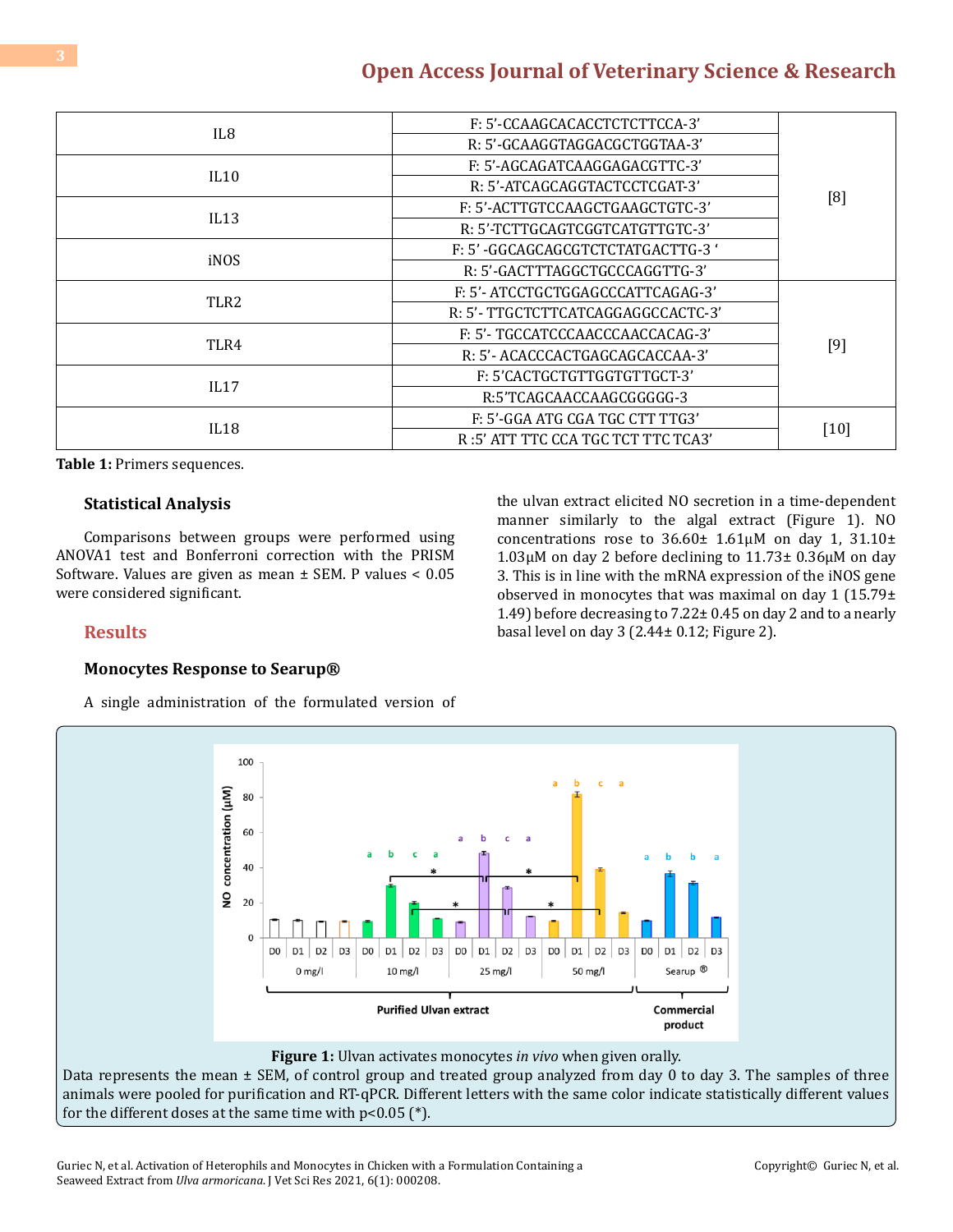| | | |
|---|---|---|
| IL8 | F: 5'-CCAAGCACACCTCTCTTCCA-3' | [8] |
| | R: 5'-GCAAGGTAGGACGCTGGTAA-3' | |
| IL10 | F: 5'-AGCAGATCAAGGAGACGTTC-3' | |
| | R: 5'-ATCAGCAGGTACTCCTCGAT-3' | |
| IL13 | F: 5'-ACTTGTCCAAGCTGAAGCTGTC-3' | |
| | R: 5'-TCTTGCAGTCGGTCATGTTGTC-3' | |
| iNOS | F: 5' -GGCAGCAGCGTCTCTATGACTTG-3 ' | |
| | R: 5'-GACTTTAGGCTGCCCAGGTTG-3' | |
| TLR2 | F: 5'- ATCCTGCTGGAGCCCATTCAGAG-3' | [9] |
| | R: 5'- TTGCTCTTCATCAGGAGGCCACTC-3' | |
| TLR4 | F: 5'- TGCCATCCCAACCCAACCACAG-3' | |
| | R: 5'- ACACCCACTGAGCAGCACCAA-3' | |
| IL17 | F: 5'CACTGCTGTTGGTGTTGCT-3' | |
| | R:5'TCAGCAACCAAGCGGGGG-3 | |
| IL18 | F: 5'-GGA ATG CGA TGC CTT TTG3' | [10] |
| | R :5' ATT TTC CCA TGC TCT TTC TCA3' | |

**Table 1:** Primers sequences.

### Statistical Analysis

Comparisons between groups were performed using ANOVA1 test and Bonferroni correction with the PRISM Software. Values are given as mean ± SEM. P values < 0.05 were considered significant.

## Results

### Monocytes Response to Searup®

A single administration of the formulated version of the ulvan extract elicited NO secretion in a time-dependent manner similarly to the algal extract (Figure 1). NO concentrations rose to 36.60± 1.61µM on day 1, 31.10± 1.03µM on day 2 before declining to 11.73± 0.36µM on day 3. This is in line with the mRNA expression of the iNOS gene observed in monocytes that was maximal on day 1 (15.79± 1.49) before decreasing to 7.22± 0.45 on day 2 and to a nearly basal level on day 3 (2.44± 0.12; Figure 2).

**Figure 1:** Ulvan activates monocytes *in vivo* when given orally.
Data represents the mean ± SEM, of control group and treated group analyzed from day 0 to day 3. The samples of three animals were pooled for purification and RT-qPCR. Different letters with the same color indicate statistically different values for the different doses at the same time with p<0.05 (*).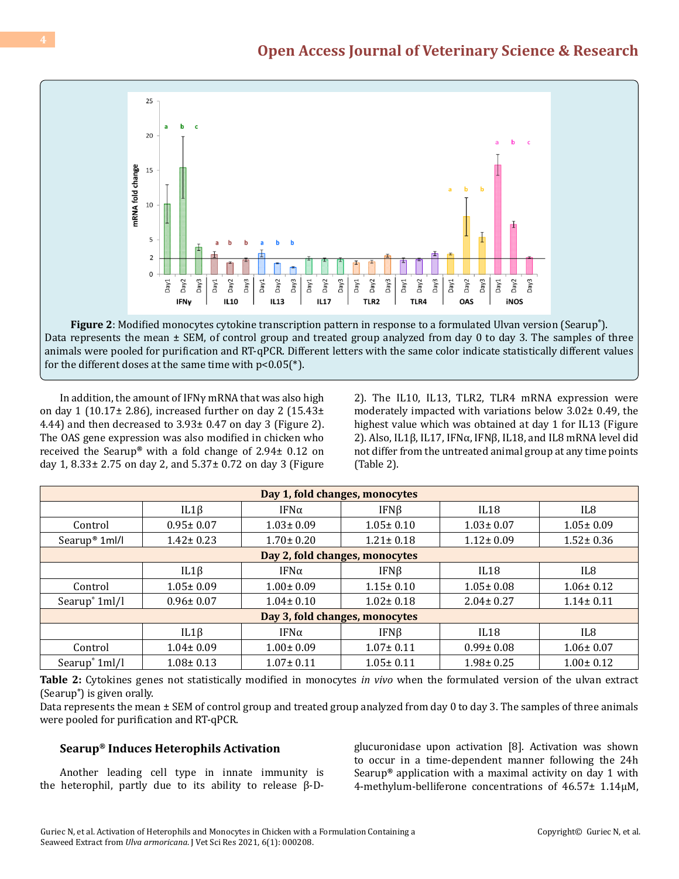**Figure 2**: Modified monocytes cytokine transcription pattern in response to a formulated Ulvan version (Searup®). Data represents the mean ± SEM, of control group and treated group analyzed from day 0 to day 3. The samples of three animals were pooled for purification and RT-qPCR. Different letters with the same color indicate statistically different values for the different doses at the same time with p<0.05(*).

In addition, the amount of IFNγ mRNA that was also high on day 1 (10.17± 2.86), increased further on day 2 (15.43± 4.44) and then decreased to 3.93± 0.47 on day 3 (Figure 2). The OAS gene expression was also modified in chicken who received the Searup® with a fold change of 2.94± 0.12 on day 1, 8.33± 2.75 on day 2, and 5.37± 0.72 on day 3 (Figure 2). The IL10, IL13, TLR2, TLR4 mRNA expression were moderately impacted with variations below 3.02± 0.49, the highest value which was obtained at day 1 for IL13 (Figure 2). Also, IL1β, IL17, IFNα, IFNβ, IL18, and IL8 mRNA level did not differ from the untreated animal group at any time points (Table 2).

| Day 1, fold changes, monocytes | | | | | |
|---|---|---|---|---|---|
| | IL1β | IFNα | IFNβ | IL18 | IL8 |
| Control | 0.95± 0.07 | 1.03± 0.09 | 1.05± 0.10 | 1.03± 0.07 | 1.05± 0.09 |
| Searup® 1ml/l | 1.42± 0.23 | 1.70± 0.20 | 1.21± 0.18 | 1.12± 0.09 | 1.52± 0.36 |
| **Day 2, fold changes, monocytes** | | | | | |
| | IL1β | IFNα | IFNβ | IL18 | IL8 |
| Control | 1.05± 0.09 | 1.00± 0.09 | 1.15± 0.10 | 1.05± 0.08 | 1.06± 0.12 |
| Searup® 1ml/l | 0.96± 0.07 | 1.04± 0.10 | 1.02± 0.18 | 2.04± 0.27 | 1.14± 0.11 |
| **Day 3, fold changes, monocytes** | | | | | |
| | IL1β | IFNα | IFNβ | IL18 | IL8 |
| Control | 1.04± 0.09 | 1.00± 0.09 | 1.07± 0.11 | 0.99± 0.08 | 1.06± 0.07 |
| Searup® 1ml/l | 1.08± 0.13 | 1.07± 0.11 | 1.05± 0.11 | 1.98± 0.25 | 1.00± 0.12 |

**Table 2:** Cytokines genes not statistically modified in monocytes *in vivo* when the formulated version of the ulvan extract (Searup®) is given orally.
Data represents the mean ± SEM of control group and treated group analyzed from day 0 to day 3. The samples of three animals were pooled for purification and RT-qPCR.

## Searup® Induces Heterophils Activation

Another leading cell type in innate immunity is the heterophil, partly due to its ability to release β-D-glucuronidase upon activation [8]. Activation was shown to occur in a time-dependent manner following the 24h Searup® application with a maximal activity on day 1 with 4-methylum-belliferone concentrations of 46.57± 1.14µM,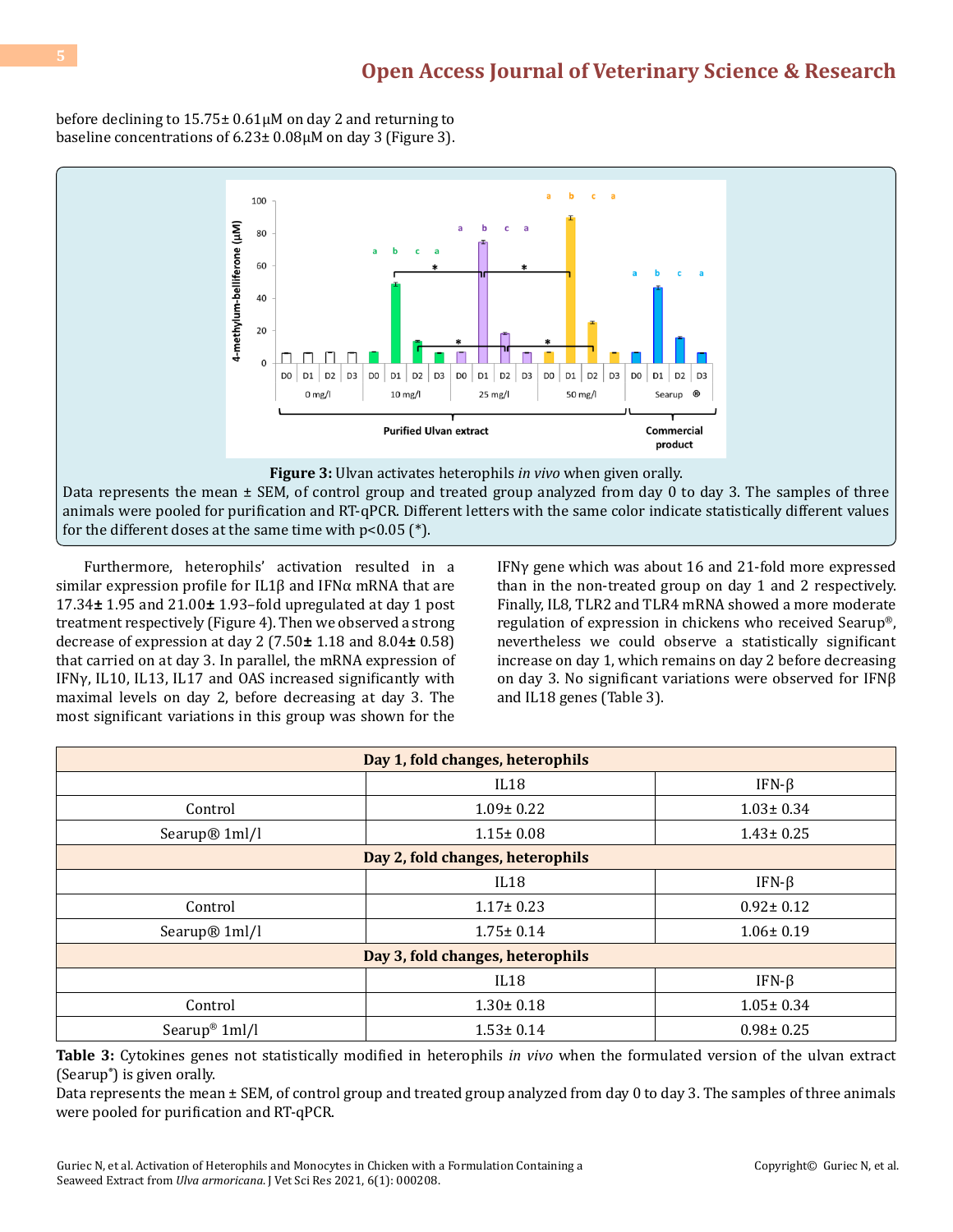before declining to 15.75± 0.61µM on day 2 and returning to baseline concentrations of 6.23± 0.08µM on day 3 (Figure 3).

**Figure 3:** Ulvan activates heterophils *in vivo* when given orally.

Data represents the mean ± SEM, of control group and treated group analyzed from day 0 to day 3. The samples of three animals were pooled for purification and RT-qPCR. Different letters with the same color indicate statistically different values for the different doses at the same time with p<0.05 (*).

Furthermore, heterophils' activation resulted in a similar expression profile for IL1β and IFNα mRNA that are 17.34**±** 1.95 and 21.00**±** 1.93–fold upregulated at day 1 post treatment respectively (Figure 4). Then we observed a strong decrease of expression at day 2 (7.50**±** 1.18 and 8.04**±** 0.58) that carried on at day 3. In parallel, the mRNA expression of IFNγ, IL10, IL13, IL17 and OAS increased significantly with maximal levels on day 2, before decreasing at day 3. The most significant variations in this group was shown for the IFNγ gene which was about 16 and 21-fold more expressed than in the non-treated group on day 1 and 2 respectively. Finally, IL8, TLR2 and TLR4 mRNA showed a more moderate regulation of expression in chickens who received Searup®, nevertheless we could observe a statistically significant increase on day 1, which remains on day 2 before decreasing on day 3. No significant variations were observed for IFNβ and IL18 genes (Table 3).

| **Day 1, fold changes, heterophils** | | |
|---|---|---|
| | IL18 | IFN-β |
| Control | 1.09± 0.22 | 1.03± 0.34 |
| Searup® 1ml/l | 1.15± 0.08 | 1.43± 0.25 |
| **Day 2, fold changes, heterophils** | | |
| | IL18 | IFN-β |
| Control | 1.17± 0.23 | 0.92± 0.12 |
| Searup® 1ml/l | 1.75± 0.14 | 1.06± 0.19 |
| **Day 3, fold changes, heterophils** | | |
| | IL18 | IFN-β |
| Control | 1.30± 0.18 | 1.05± 0.34 |
| Searup® 1ml/l | 1.53± 0.14 | 0.98± 0.25 |

**Table 3:** Cytokines genes not statistically modified in heterophils *in vivo* when the formulated version of the ulvan extract (Searup®) is given orally.

Data represents the mean ± SEM, of control group and treated group analyzed from day 0 to day 3. The samples of three animals were pooled for purification and RT-qPCR.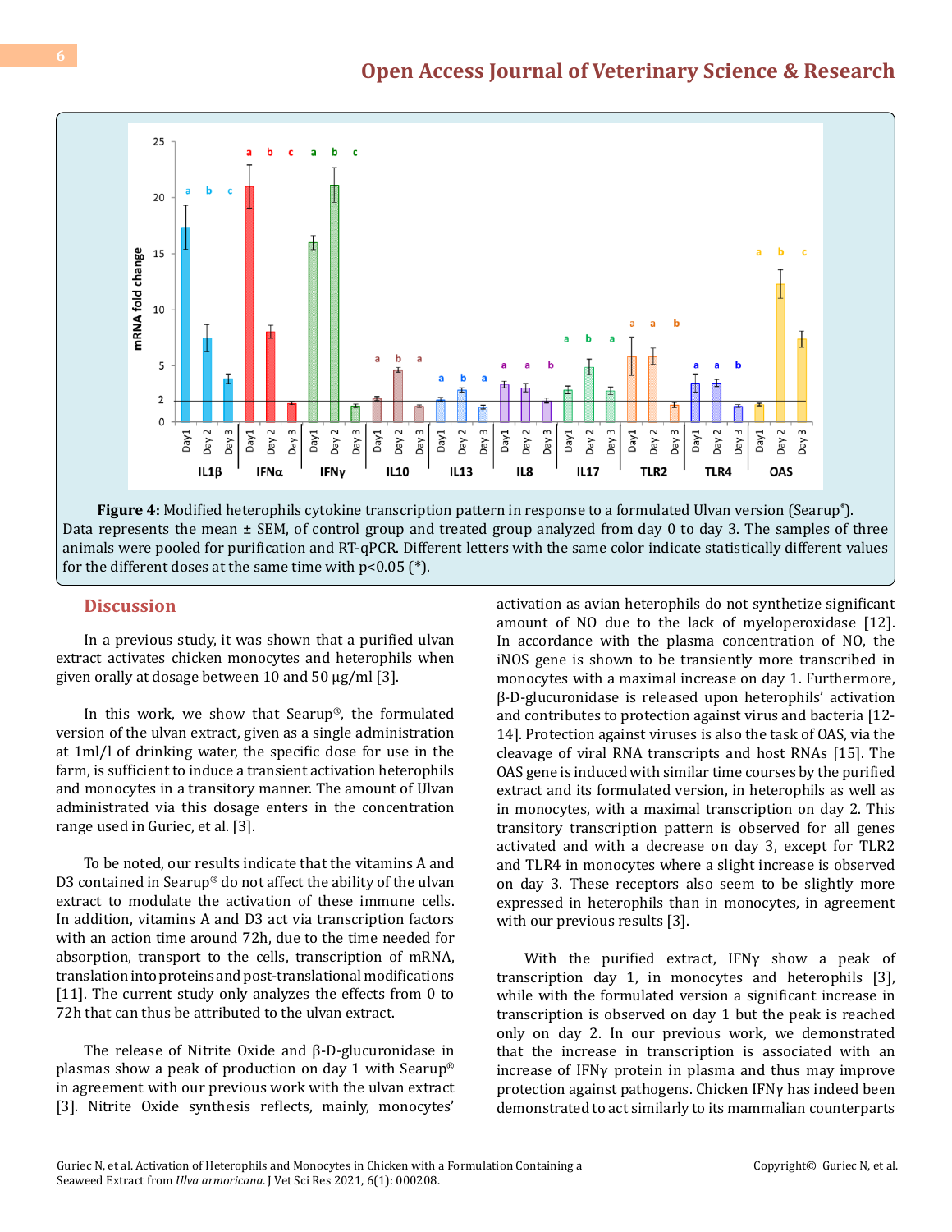**Figure 4:** Modified heterophils cytokine transcription pattern in response to a formulated Ulvan version (Searup®). Data represents the mean ± SEM, of control group and treated group analyzed from day 0 to day 3. The samples of three animals were pooled for purification and RT-qPCR. Different letters with the same color indicate statistically different values for the different doses at the same time with p<0.05 (*).

## Discussion

In a previous study, it was shown that a purified ulvan extract activates chicken monocytes and heterophils when given orally at dosage between 10 and 50 µg/ml [3].

In this work, we show that Searup®, the formulated version of the ulvan extract, given as a single administration at 1ml/l of drinking water, the specific dose for use in the farm, is sufficient to induce a transient activation heterophils and monocytes in a transitory manner. The amount of Ulvan administrated via this dosage enters in the concentration range used in Guriec, et al. [3].

To be noted, our results indicate that the vitamins A and D3 contained in Searup® do not affect the ability of the ulvan extract to modulate the activation of these immune cells. In addition, vitamins A and D3 act via transcription factors with an action time around 72h, due to the time needed for absorption, transport to the cells, transcription of mRNA, translation into proteins and post-translational modifications [11]. The current study only analyzes the effects from 0 to 72h that can thus be attributed to the ulvan extract.

The release of Nitrite Oxide and β-D-glucuronidase in plasmas show a peak of production on day 1 with Searup® in agreement with our previous work with the ulvan extract [3]. Nitrite Oxide synthesis reflects, mainly, monocytes' activation as avian heterophils do not synthetize significant amount of NO due to the lack of myeloperoxidase [12]. In accordance with the plasma concentration of NO, the iNOS gene is shown to be transiently more transcribed in monocytes with a maximal increase on day 1. Furthermore, β-D-glucuronidase is released upon heterophils' activation and contributes to protection against virus and bacteria [12-14]. Protection against viruses is also the task of OAS, via the cleavage of viral RNA transcripts and host RNAs [15]. The OAS gene is induced with similar time courses by the purified extract and its formulated version, in heterophils as well as in monocytes, with a maximal transcription on day 2. This transitory transcription pattern is observed for all genes activated and with a decrease on day 3, except for TLR2 and TLR4 in monocytes where a slight increase is observed on day 3. These receptors also seem to be slightly more expressed in heterophils than in monocytes, in agreement with our previous results [3].

With the purified extract, IFNγ show a peak of transcription day 1, in monocytes and heterophils [3], while with the formulated version a significant increase in transcription is observed on day 1 but the peak is reached only on day 2. In our previous work, we demonstrated that the increase in transcription is associated with an increase of IFNγ protein in plasma and thus may improve protection against pathogens. Chicken IFNγ has indeed been demonstrated to act similarly to its mammalian counterparts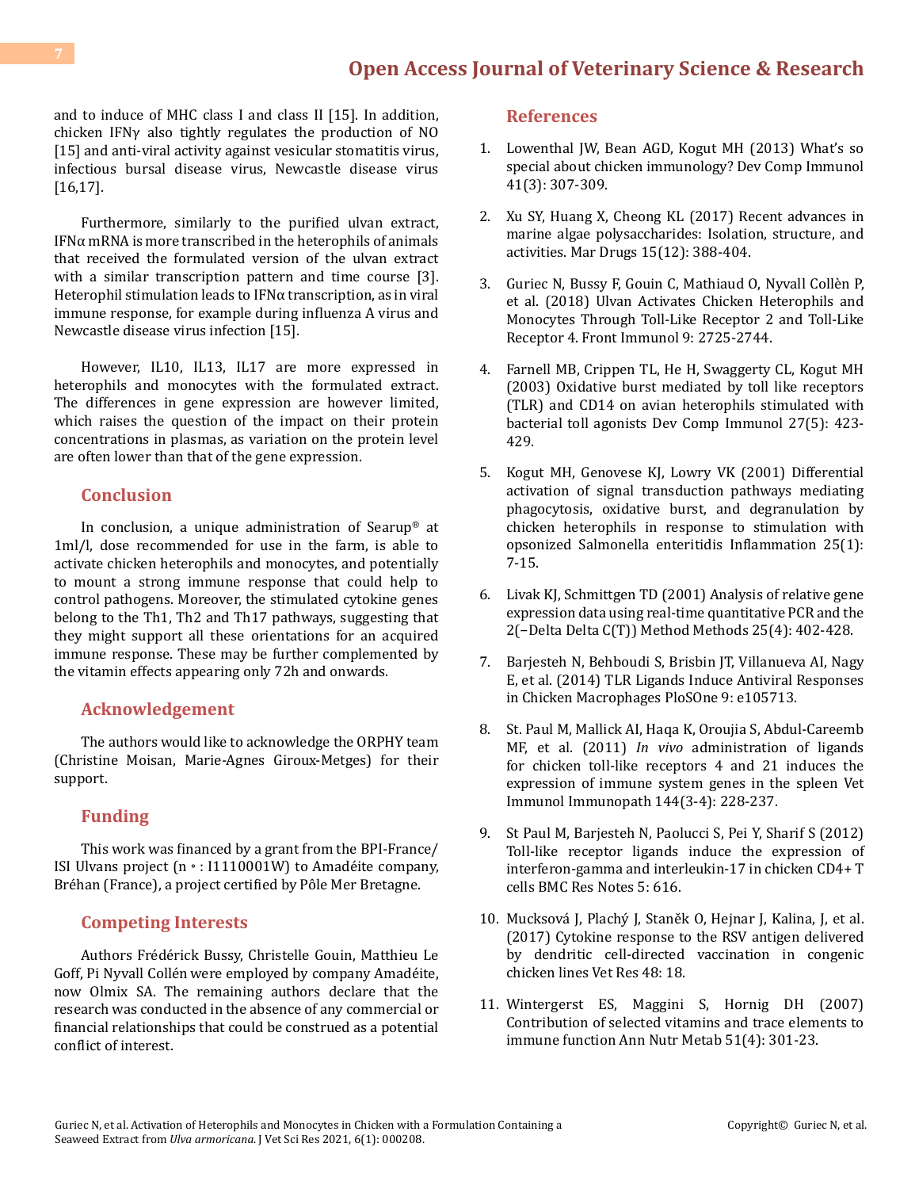and to induce of MHC class I and class II [15]. In addition, chicken IFNγ also tightly regulates the production of NO [15] and anti-viral activity against vesicular stomatitis virus, infectious bursal disease virus, Newcastle disease virus [16,17].

Furthermore, similarly to the purified ulvan extract, IFNα mRNA is more transcribed in the heterophils of animals that received the formulated version of the ulvan extract with a similar transcription pattern and time course [3]. Heterophil stimulation leads to IFNα transcription, as in viral immune response, for example during influenza A virus and Newcastle disease virus infection [15].

However, IL10, IL13, IL17 are more expressed in heterophils and monocytes with the formulated extract. The differences in gene expression are however limited, which raises the question of the impact on their protein concentrations in plasmas, as variation on the protein level are often lower than that of the gene expression.

## Conclusion

In conclusion, a unique administration of Searup® at 1ml/l, dose recommended for use in the farm, is able to activate chicken heterophils and monocytes, and potentially to mount a strong immune response that could help to control pathogens. Moreover, the stimulated cytokine genes belong to the Th1, Th2 and Th17 pathways, suggesting that they might support all these orientations for an acquired immune response. These may be further complemented by the vitamin effects appearing only 72h and onwards.

## Acknowledgement

The authors would like to acknowledge the ORPHY team (Christine Moisan, Marie-Agnes Giroux-Metges) for their support.

## Funding

This work was financed by a grant from the BPI-France/ ISI Ulvans project (n ◦ : I1110001W) to Amadéite company, Bréhan (France), a project certified by Pôle Mer Bretagne.

## Competing Interests

Authors Frédérick Bussy, Christelle Gouin, Matthieu Le Goff, Pi Nyvall Collén were employed by company Amadéite, now Olmix SA. The remaining authors declare that the research was conducted in the absence of any commercial or financial relationships that could be construed as a potential conflict of interest.

## References

1. Lowenthal JW, Bean AGD, Kogut MH (2013) What's so special about chicken immunology? Dev Comp Immunol 41(3): 307-309.
2. Xu SY, Huang X, Cheong KL (2017) Recent advances in marine algae polysaccharides: Isolation, structure, and activities. Mar Drugs 15(12): 388-404.
3. Guriec N, Bussy F, Gouin C, Mathiaud O, Nyvall Collèn P, et al. (2018) Ulvan Activates Chicken Heterophils and Monocytes Through Toll-Like Receptor 2 and Toll-Like Receptor 4. Front Immunol 9: 2725-2744.
4. Farnell MB, Crippen TL, He H, Swaggerty CL, Kogut MH (2003) Oxidative burst mediated by toll like receptors (TLR) and CD14 on avian heterophils stimulated with bacterial toll agonists Dev Comp Immunol 27(5): 423-429.
5. Kogut MH, Genovese KJ, Lowry VK (2001) Differential activation of signal transduction pathways mediating phagocytosis, oxidative burst, and degranulation by chicken heterophils in response to stimulation with opsonized Salmonella enteritidis Inflammation 25(1): 7-15.
6. Livak KJ, Schmittgen TD (2001) Analysis of relative gene expression data using real-time quantitative PCR and the 2(−Delta Delta C(T)) Method Methods 25(4): 402-428.
7. Barjesteh N, Behboudi S, Brisbin JT, Villanueva AI, Nagy E, et al. (2014) TLR Ligands Induce Antiviral Responses in Chicken Macrophages PloSOne 9: e105713.
8. St. Paul M, Mallick AI, Haqa K, Oroujia S, Abdul-Careemb MF, et al. (2011) *In vivo* administration of ligands for chicken toll-like receptors 4 and 21 induces the expression of immune system genes in the spleen Vet Immunol Immunopath 144(3-4): 228-237.
9. St Paul M, Barjesteh N, Paolucci S, Pei Y, Sharif S (2012) Toll-like receptor ligands induce the expression of interferon-gamma and interleukin-17 in chicken CD4+ T cells BMC Res Notes 5: 616.
10. Mucksová J, Plachý J, Staněk O, Hejnar J, Kalina, J, et al. (2017) Cytokine response to the RSV antigen delivered by dendritic cell-directed vaccination in congenic chicken lines Vet Res 48: 18.
11. Wintergerst ES, Maggini S, Hornig DH (2007) Contribution of selected vitamins and trace elements to immune function Ann Nutr Metab 51(4): 301-23.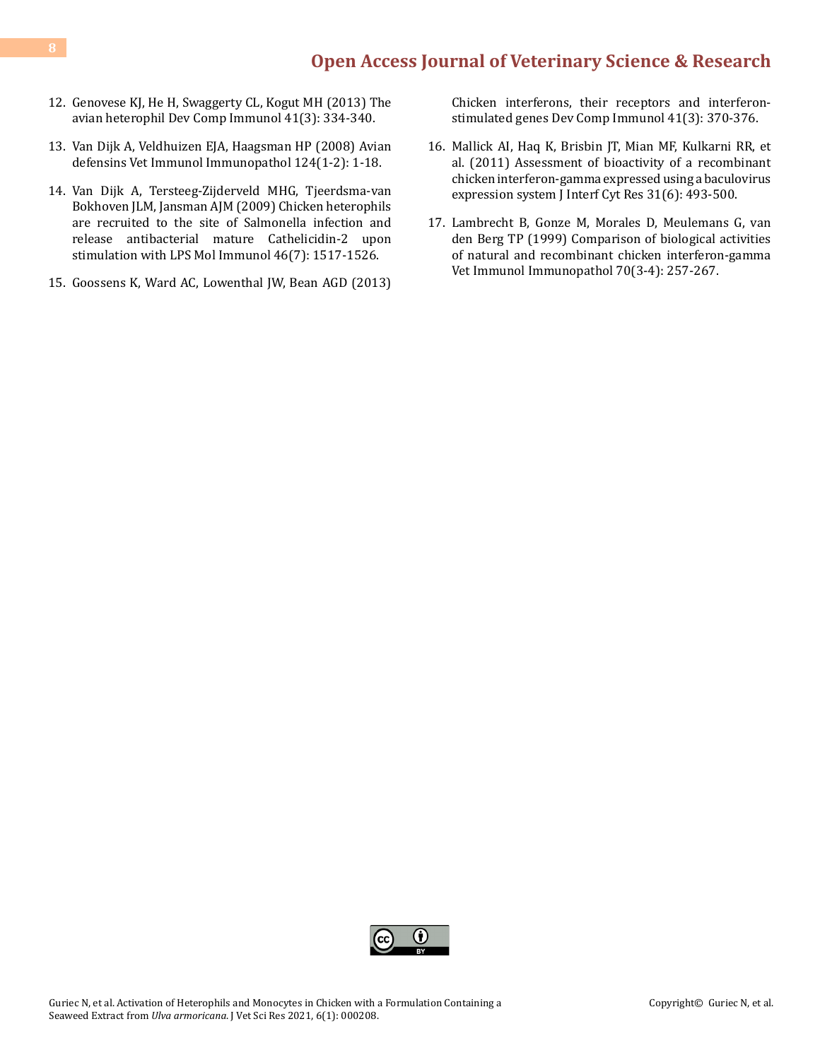12. Genovese KJ, He H, Swaggerty CL, Kogut MH (2013) The avian heterophil Dev Comp Immunol 41(3): 334-340.

13. Van Dijk A, Veldhuizen EJA, Haagsman HP (2008) Avian defensins Vet Immunol Immunopathol 124(1-2): 1-18.

14. Van Dijk A, Tersteeg-Zijderveld MHG, Tjeerdsma-van Bokhoven JLM, Jansman AJM (2009) Chicken heterophils are recruited to the site of Salmonella infection and release antibacterial mature Cathelicidin-2 upon stimulation with LPS Mol Immunol 46(7): 1517-1526.

15. Goossens K, Ward AC, Lowenthal JW, Bean AGD (2013) Chicken interferons, their receptors and interferon-stimulated genes Dev Comp Immunol 41(3): 370-376.

16. Mallick AI, Haq K, Brisbin JT, Mian MF, Kulkarni RR, et al. (2011) Assessment of bioactivity of a recombinant chicken interferon-gamma expressed using a baculovirus expression system J Interf Cyt Res 31(6): 493-500.

17. Lambrecht B, Gonze M, Morales D, Meulemans G, van den Berg TP (1999) Comparison of biological activities of natural and recombinant chicken interferon-gamma Vet Immunol Immunopathol 70(3-4): 257-267.